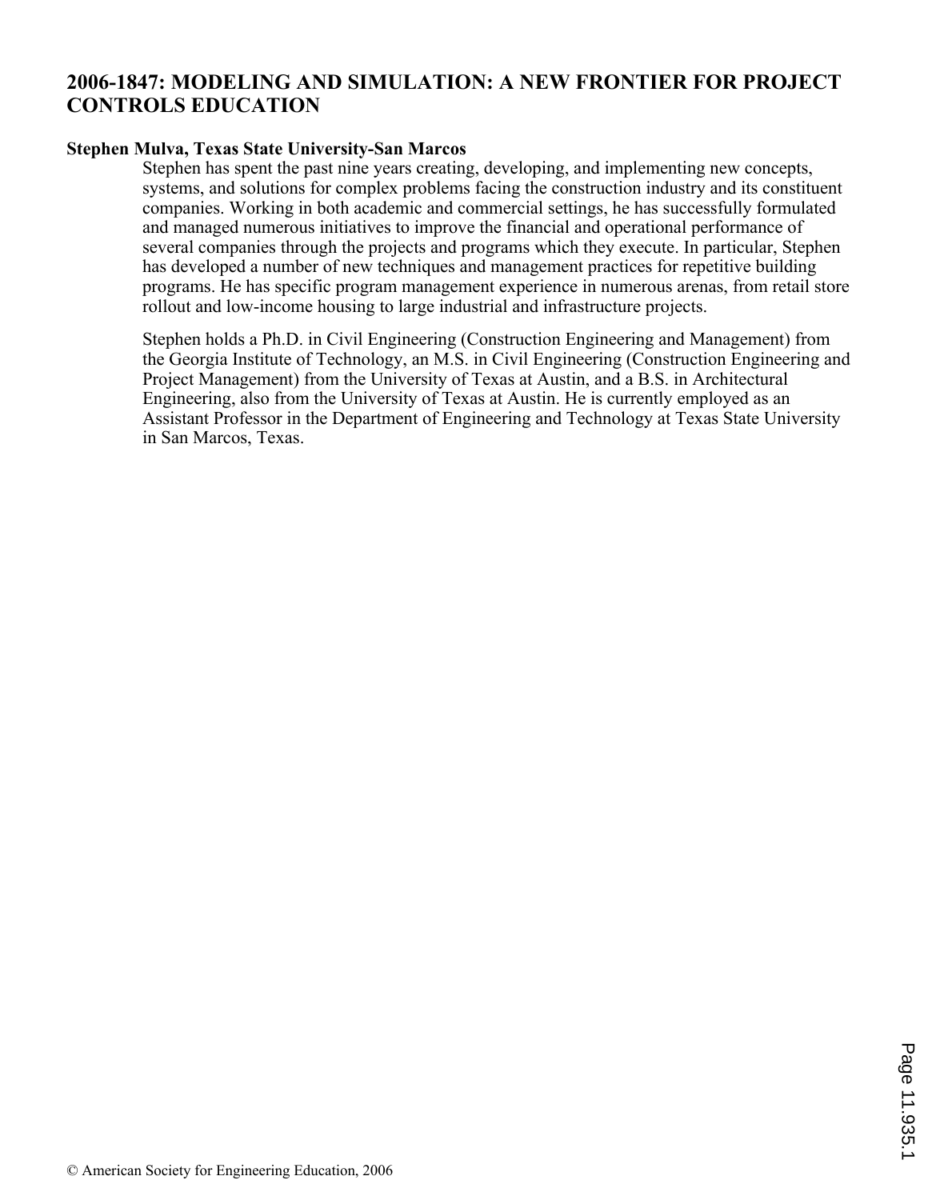# 2006-1847: MODELING AND SIMULATION: A NEW FRONTIER FOR PROJECT CONTROLS EDUCATION

**Stephen Mulva, Texas State University-San Marcos**

Stephen has spent the past nine years creating, developing, and implementing new concepts, systems, and solutions for complex problems facing the construction industry and its constituent companies. Working in both academic and commercial settings, he has successfully formulated and managed numerous initiatives to improve the financial and operational performance of several companies through the projects and programs which they execute. In particular, Stephen has developed a number of new techniques and management practices for repetitive building programs. He has specific program management experience in numerous arenas, from retail store rollout and low-income housing to large industrial and infrastructure projects.

Stephen holds a Ph.D. in Civil Engineering (Construction Engineering and Management) from the Georgia Institute of Technology, an M.S. in Civil Engineering (Construction Engineering and Project Management) from the University of Texas at Austin, and a B.S. in Architectural Engineering, also from the University of Texas at Austin. He is currently employed as an Assistant Professor in the Department of Engineering and Technology at Texas State University in San Marcos, Texas.

© American Society for Engineering Education, 2006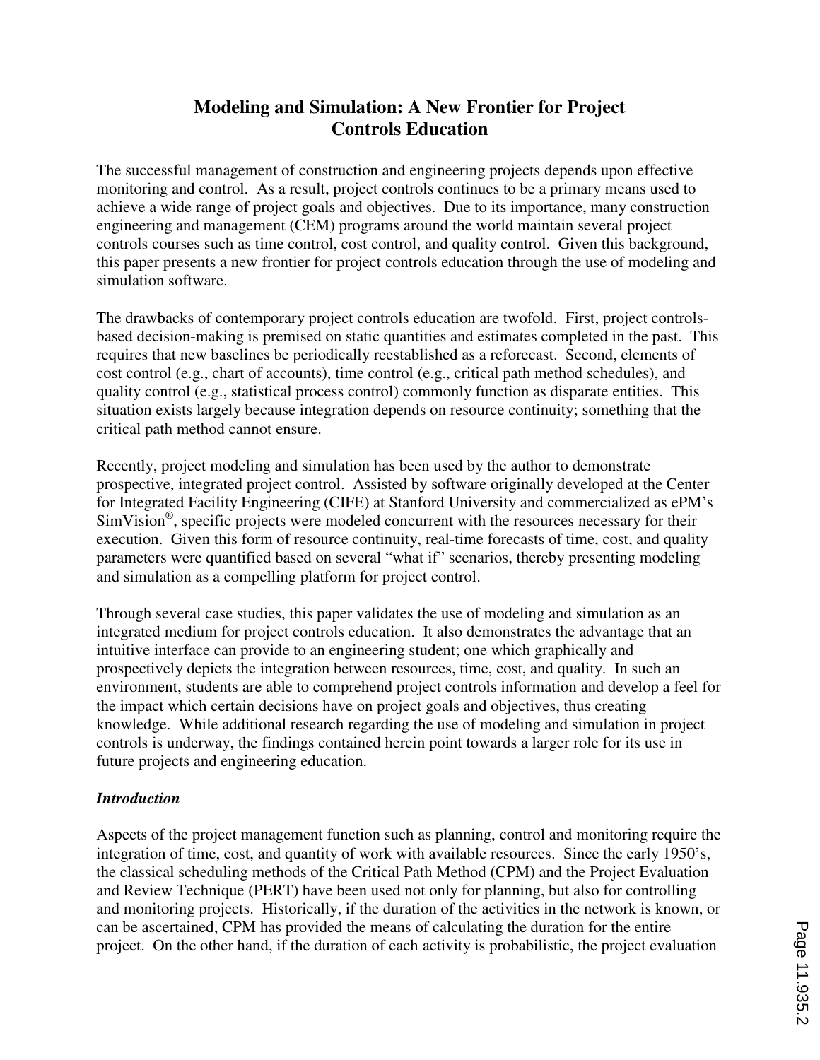# Modeling and Simulation: A New Frontier for Project Controls Education

The successful management of construction and engineering projects depends upon effective monitoring and control. As a result, project controls continues to be a primary means used to achieve a wide range of project goals and objectives. Due to its importance, many construction engineering and management (CEM) programs around the world maintain several project controls courses such as time control, cost control, and quality control. Given this background, this paper presents a new frontier for project controls education through the use of modeling and simulation software.

The drawbacks of contemporary project controls education are twofold. First, project controls-based decision-making is premised on static quantities and estimates completed in the past. This requires that new baselines be periodically reestablished as a reforecast. Second, elements of cost control (e.g., chart of accounts), time control (e.g., critical path method schedules), and quality control (e.g., statistical process control) commonly function as disparate entities. This situation exists largely because integration depends on resource continuity; something that the critical path method cannot ensure.

Recently, project modeling and simulation has been used by the author to demonstrate prospective, integrated project control. Assisted by software originally developed at the Center for Integrated Facility Engineering (CIFE) at Stanford University and commercialized as ePM's SimVision®, specific projects were modeled concurrent with the resources necessary for their execution. Given this form of resource continuity, real-time forecasts of time, cost, and quality parameters were quantified based on several "what if" scenarios, thereby presenting modeling and simulation as a compelling platform for project control.

Through several case studies, this paper validates the use of modeling and simulation as an integrated medium for project controls education. It also demonstrates the advantage that an intuitive interface can provide to an engineering student; one which graphically and prospectively depicts the integration between resources, time, cost, and quality. In such an environment, students are able to comprehend project controls information and develop a feel for the impact which certain decisions have on project goals and objectives, thus creating knowledge. While additional research regarding the use of modeling and simulation in project controls is underway, the findings contained herein point towards a larger role for its use in future projects and engineering education.

### *Introduction*

Aspects of the project management function such as planning, control and monitoring require the integration of time, cost, and quantity of work with available resources. Since the early 1950's, the classical scheduling methods of the Critical Path Method (CPM) and the Project Evaluation and Review Technique (PERT) have been used not only for planning, but also for controlling and monitoring projects. Historically, if the duration of the activities in the network is known, or can be ascertained, CPM has provided the means of calculating the duration for the entire project. On the other hand, if the duration of each activity is probabilistic, the project evaluation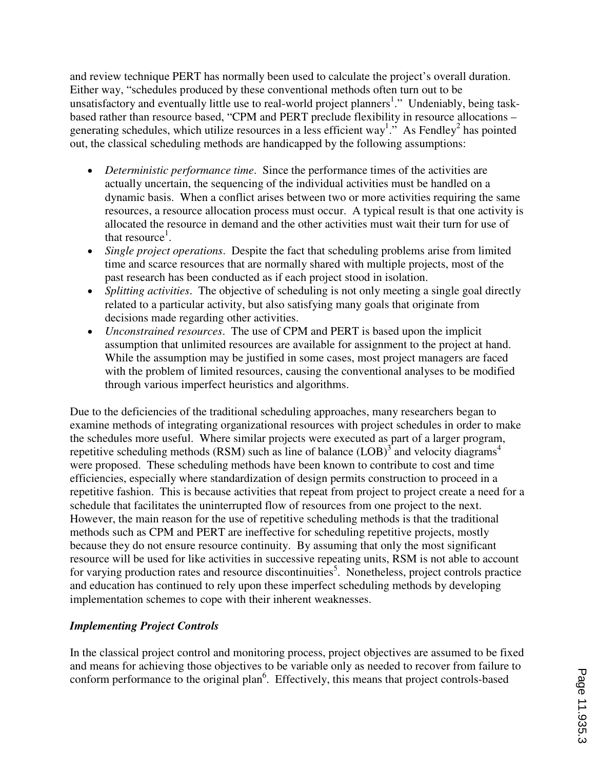and review technique PERT has normally been used to calculate the project's overall duration. Either way, "schedules produced by these conventional methods often turn out to be unsatisfactory and eventually little use to real-world project planners[1]." Undeniably, being task-based rather than resource based, "CPM and PERT preclude flexibility in resource allocations – generating schedules, which utilize resources in a less efficient way[1]." As Fendley[2] has pointed out, the classical scheduling methods are handicapped by the following assumptions:

- *Deterministic performance time*. Since the performance times of the activities are actually uncertain, the sequencing of the individual activities must be handled on a dynamic basis. When a conflict arises between two or more activities requiring the same resources, a resource allocation process must occur. A typical result is that one activity is allocated the resource in demand and the other activities must wait their turn for use of that resource[1].
- *Single project operations*. Despite the fact that scheduling problems arise from limited time and scarce resources that are normally shared with multiple projects, most of the past research has been conducted as if each project stood in isolation.
- *Splitting activities*. The objective of scheduling is not only meeting a single goal directly related to a particular activity, but also satisfying many goals that originate from decisions made regarding other activities.
- *Unconstrained resources*. The use of CPM and PERT is based upon the implicit assumption that unlimited resources are available for assignment to the project at hand. While the assumption may be justified in some cases, most project managers are faced with the problem of limited resources, causing the conventional analyses to be modified through various imperfect heuristics and algorithms.

Due to the deficiencies of the traditional scheduling approaches, many researchers began to examine methods of integrating organizational resources with project schedules in order to make the schedules more useful. Where similar projects were executed as part of a larger program, repetitive scheduling methods (RSM) such as line of balance (LOB)[3] and velocity diagrams[4] were proposed. These scheduling methods have been known to contribute to cost and time efficiencies, especially where standardization of design permits construction to proceed in a repetitive fashion. This is because activities that repeat from project to project create a need for a schedule that facilitates the uninterrupted flow of resources from one project to the next. However, the main reason for the use of repetitive scheduling methods is that the traditional methods such as CPM and PERT are ineffective for scheduling repetitive projects, mostly because they do not ensure resource continuity. By assuming that only the most significant resource will be used for like activities in successive repeating units, RSM is not able to account for varying production rates and resource discontinuities[5]. Nonetheless, project controls practice and education has continued to rely upon these imperfect scheduling methods by developing implementation schemes to cope with their inherent weaknesses.

### *Implementing Project Controls*

In the classical project control and monitoring process, project objectives are assumed to be fixed and means for achieving those objectives to be variable only as needed to recover from failure to conform performance to the original plan[6]. Effectively, this means that project controls-based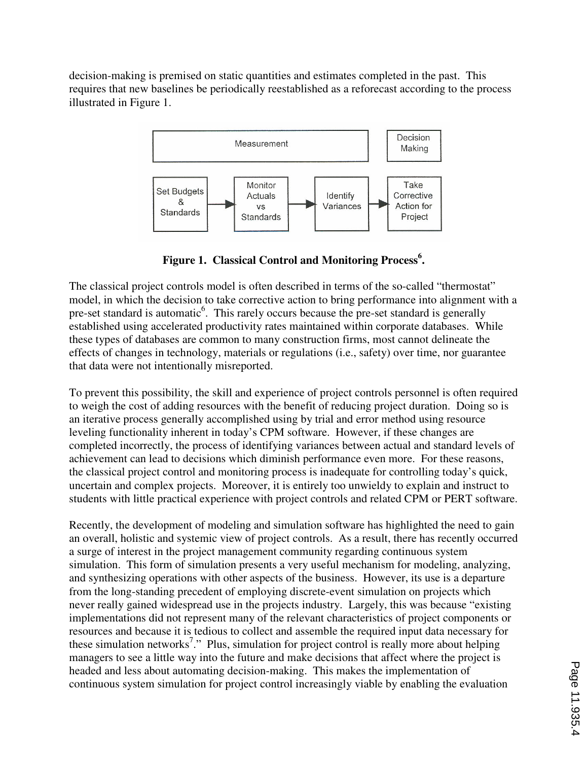decision-making is premised on static quantities and estimates completed in the past. This requires that new baselines be periodically reestablished as a reforecast according to the process illustrated in Figure 1.

**Figure 1. Classical Control and Monitoring Process[6].**

The classical project controls model is often described in terms of the so-called "thermostat" model, in which the decision to take corrective action to bring performance into alignment with a pre-set standard is automatic[6]. This rarely occurs because the pre-set standard is generally established using accelerated productivity rates maintained within corporate databases. While these types of databases are common to many construction firms, most cannot delineate the effects of changes in technology, materials or regulations (i.e., safety) over time, nor guarantee that data were not intentionally misreported.

To prevent this possibility, the skill and experience of project controls personnel is often required to weigh the cost of adding resources with the benefit of reducing project duration. Doing so is an iterative process generally accomplished using by trial and error method using resource leveling functionality inherent in today's CPM software. However, if these changes are completed incorrectly, the process of identifying variances between actual and standard levels of achievement can lead to decisions which diminish performance even more. For these reasons, the classical project control and monitoring process is inadequate for controlling today's quick, uncertain and complex projects. Moreover, it is entirely too unwieldy to explain and instruct to students with little practical experience with project controls and related CPM or PERT software.

Recently, the development of modeling and simulation software has highlighted the need to gain an overall, holistic and systemic view of project controls. As a result, there has recently occurred a surge of interest in the project management community regarding continuous system simulation. This form of simulation presents a very useful mechanism for modeling, analyzing, and synthesizing operations with other aspects of the business. However, its use is a departure from the long-standing precedent of employing discrete-event simulation on projects which never really gained widespread use in the projects industry. Largely, this was because "existing implementations did not represent many of the relevant characteristics of project components or resources and because it is tedious to collect and assemble the required input data necessary for these simulation networks[7]." Plus, simulation for project control is really more about helping managers to see a little way into the future and make decisions that affect where the project is headed and less about automating decision-making. This makes the implementation of continuous system simulation for project control increasingly viable by enabling the evaluation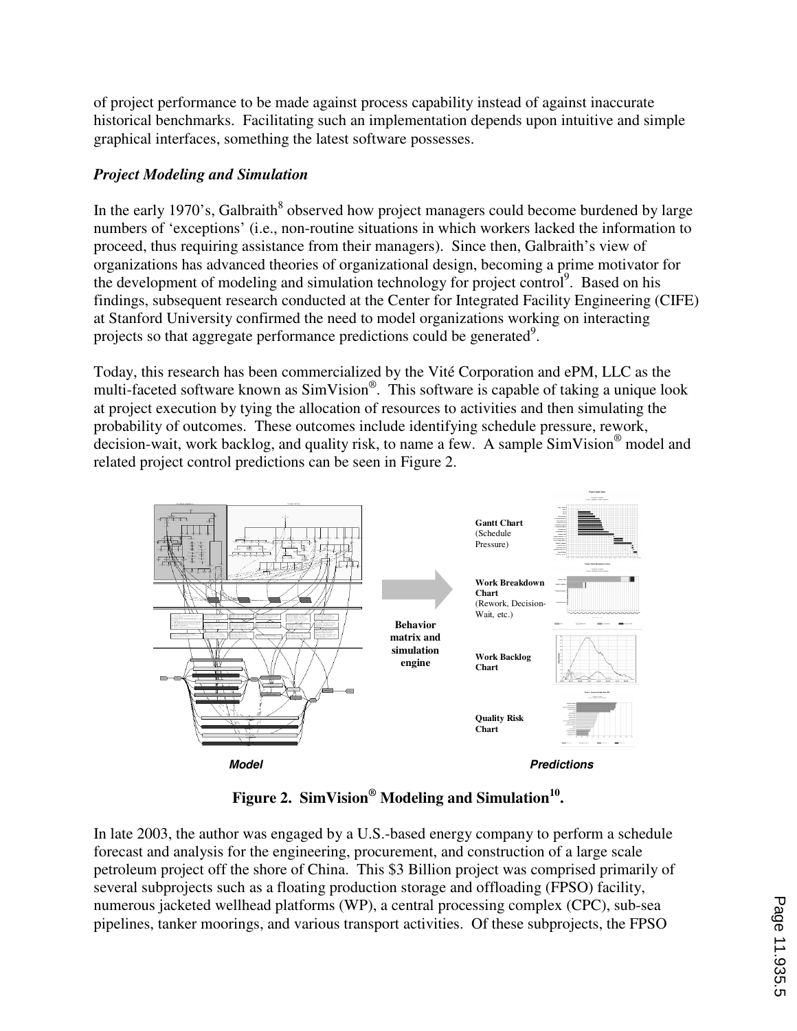of project performance to be made against process capability instead of against inaccurate historical benchmarks. Facilitating such an implementation depends upon intuitive and simple graphical interfaces, something the latest software possesses.

***Project Modeling and Simulation***

In the early 1970's, Galbraith[8] observed how project managers could become burdened by large numbers of 'exceptions' (i.e., non-routine situations in which workers lacked the information to proceed, thus requiring assistance from their managers). Since then, Galbraith's view of organizations has advanced theories of organizational design, becoming a prime motivator for the development of modeling and simulation technology for project control[9]. Based on his findings, subsequent research conducted at the Center for Integrated Facility Engineering (CIFE) at Stanford University confirmed the need to model organizations working on interacting projects so that aggregate performance predictions could be generated[9].

Today, this research has been commercialized by the Vité Corporation and ePM, LLC as the multi-faceted software known as SimVision®. This software is capable of taking a unique look at project execution by tying the allocation of resources to activities and then simulating the probability of outcomes. These outcomes include identifying schedule pressure, rework, decision-wait, work backlog, and quality risk, to name a few. A sample SimVision® model and related project control predictions can be seen in Figure 2.

**Gantt Chart** (Schedule Pressure)

**Work Breakdown Chart** (Rework, Decision-Wait, etc.)

**Behavior matrix and simulation engine**

**Work Backlog Chart**

**Quality Risk Chart**

***Model*** ***Predictions***

**Figure 2. SimVision® Modeling and Simulation[10].**

In late 2003, the author was engaged by a U.S.-based energy company to perform a schedule forecast and analysis for the engineering, procurement, and construction of a large scale petroleum project off the shore of China. This $3 Billion project was comprised primarily of several subprojects such as a floating production storage and offloading (FPSO) facility, numerous jacketed wellhead platforms (WP), a central processing complex (CPC), sub-sea pipelines, tanker moorings, and various transport activities. Of these subprojects, the FPSO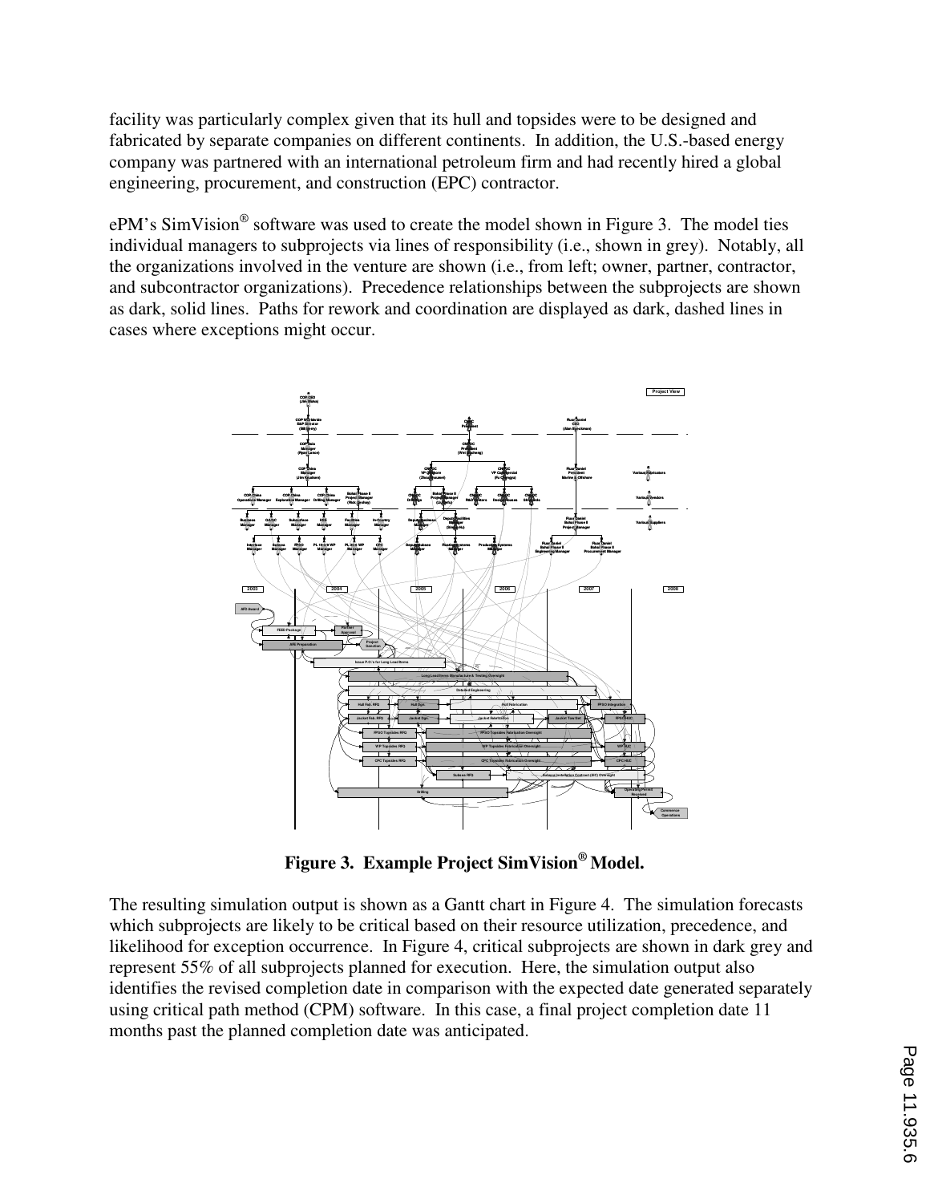facility was particularly complex given that its hull and topsides were to be designed and fabricated by separate companies on different continents. In addition, the U.S.-based energy company was partnered with an international petroleum firm and had recently hired a global engineering, procurement, and construction (EPC) contractor.

ePM's SimVision® software was used to create the model shown in Figure 3. The model ties individual managers to subprojects via lines of responsibility (i.e., shown in grey). Notably, all the organizations involved in the venture are shown (i.e., from left; owner, partner, contractor, and subcontractor organizations). Precedence relationships between the subprojects are shown as dark, solid lines. Paths for rework and coordination are displayed as dark, dashed lines in cases where exceptions might occur.

**Figure 3. Example Project SimVision® Model.**

The resulting simulation output is shown as a Gantt chart in Figure 4. The simulation forecasts which subprojects are likely to be critical based on their resource utilization, precedence, and likelihood for exception occurrence. In Figure 4, critical subprojects are shown in dark grey and represent 55% of all subprojects planned for execution. Here, the simulation output also identifies the revised completion date in comparison with the expected date generated separately using critical path method (CPM) software. In this case, a final project completion date 11 months past the planned completion date was anticipated.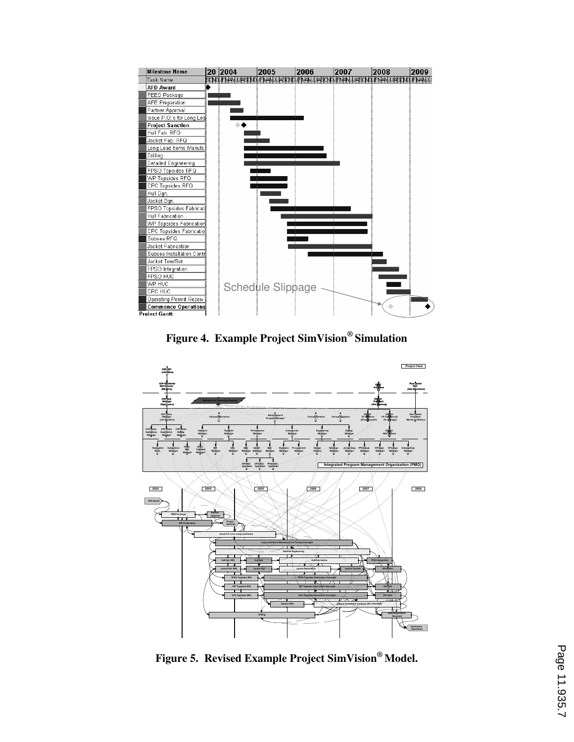**Figure 4. Example Project SimVision® Simulation**

**Figure 5. Revised Example Project SimVision® Model.**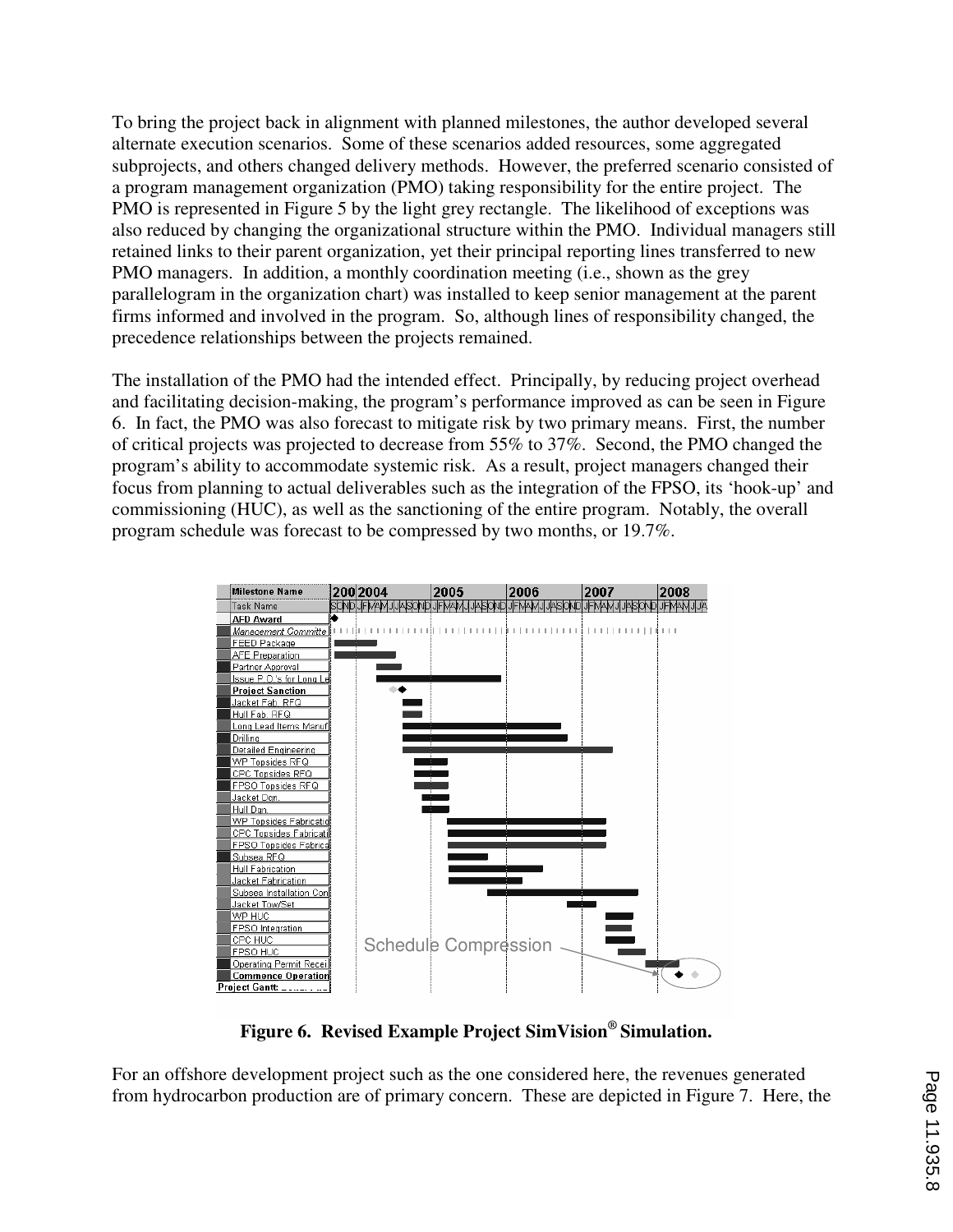To bring the project back in alignment with planned milestones, the author developed several alternate execution scenarios. Some of these scenarios added resources, some aggregated subprojects, and others changed delivery methods. However, the preferred scenario consisted of a program management organization (PMO) taking responsibility for the entire project. The PMO is represented in Figure 5 by the light grey rectangle. The likelihood of exceptions was also reduced by changing the organizational structure within the PMO. Individual managers still retained links to their parent organization, yet their principal reporting lines transferred to new PMO managers. In addition, a monthly coordination meeting (i.e., shown as the grey parallelogram in the organization chart) was installed to keep senior management at the parent firms informed and involved in the program. So, although lines of responsibility changed, the precedence relationships between the projects remained.

The installation of the PMO had the intended effect. Principally, by reducing project overhead and facilitating decision-making, the program's performance improved as can be seen in Figure 6. In fact, the PMO was also forecast to mitigate risk by two primary means. First, the number of critical projects was projected to decrease from 55% to 37%. Second, the PMO changed the program's ability to accommodate systemic risk. As a result, project managers changed their focus from planning to actual deliverables such as the integration of the FPSO, its 'hook-up' and commissioning (HUC), as well as the sanctioning of the entire program. Notably, the overall program schedule was forecast to be compressed by two months, or 19.7%.

**Figure 6. Revised Example Project SimVision® Simulation.**

For an offshore development project such as the one considered here, the revenues generated from hydrocarbon production are of primary concern. These are depicted in Figure 7. Here, the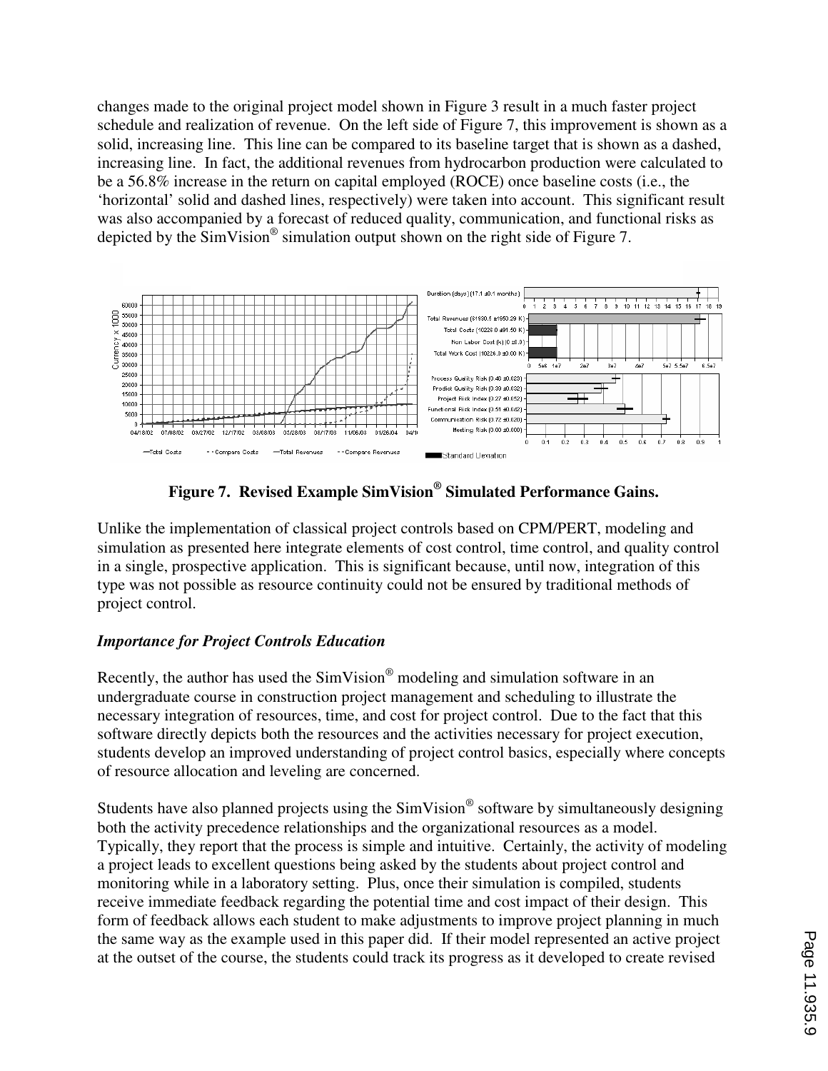changes made to the original project model shown in Figure 3 result in a much faster project schedule and realization of revenue. On the left side of Figure 7, this improvement is shown as a solid, increasing line. This line can be compared to its baseline target that is shown as a dashed, increasing line. In fact, the additional revenues from hydrocarbon production were calculated to be a 56.8% increase in the return on capital employed (ROCE) once baseline costs (i.e., the 'horizontal' solid and dashed lines, respectively) were taken into account. This significant result was also accompanied by a forecast of reduced quality, communication, and functional risks as depicted by the SimVision® simulation output shown on the right side of Figure 7.

**Figure 7. Revised Example SimVision® Simulated Performance Gains.**

Unlike the implementation of classical project controls based on CPM/PERT, modeling and simulation as presented here integrate elements of cost control, time control, and quality control in a single, prospective application. This is significant because, until now, integration of this type was not possible as resource continuity could not be ensured by traditional methods of project control.

### *Importance for Project Controls Education*

Recently, the author has used the SimVision® modeling and simulation software in an undergraduate course in construction project management and scheduling to illustrate the necessary integration of resources, time, and cost for project control. Due to the fact that this software directly depicts both the resources and the activities necessary for project execution, students develop an improved understanding of project control basics, especially where concepts of resource allocation and leveling are concerned.

Students have also planned projects using the SimVision® software by simultaneously designing both the activity precedence relationships and the organizational resources as a model. Typically, they report that the process is simple and intuitive. Certainly, the activity of modeling a project leads to excellent questions being asked by the students about project control and monitoring while in a laboratory setting. Plus, once their simulation is compiled, students receive immediate feedback regarding the potential time and cost impact of their design. This form of feedback allows each student to make adjustments to improve project planning in much the same way as the example used in this paper did. If their model represented an active project at the outset of the course, the students could track its progress as it developed to create revised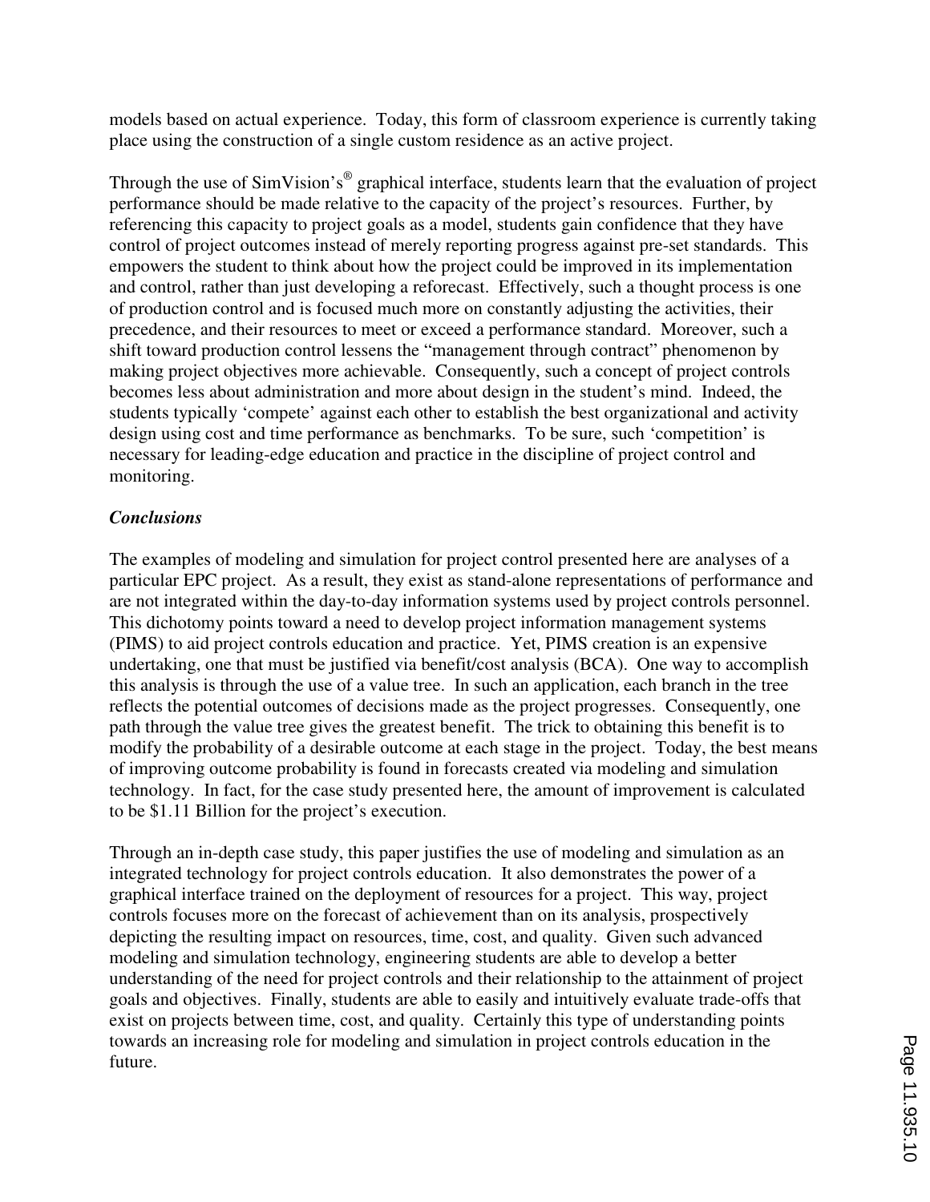models based on actual experience. Today, this form of classroom experience is currently taking place using the construction of a single custom residence as an active project.

Through the use of SimVision's® graphical interface, students learn that the evaluation of project performance should be made relative to the capacity of the project's resources. Further, by referencing this capacity to project goals as a model, students gain confidence that they have control of project outcomes instead of merely reporting progress against pre-set standards. This empowers the student to think about how the project could be improved in its implementation and control, rather than just developing a reforecast. Effectively, such a thought process is one of production control and is focused much more on constantly adjusting the activities, their precedence, and their resources to meet or exceed a performance standard. Moreover, such a shift toward production control lessens the "management through contract" phenomenon by making project objectives more achievable. Consequently, such a concept of project controls becomes less about administration and more about design in the student's mind. Indeed, the students typically 'compete' against each other to establish the best organizational and activity design using cost and time performance as benchmarks. To be sure, such 'competition' is necessary for leading-edge education and practice in the discipline of project control and monitoring.

### *Conclusions*

The examples of modeling and simulation for project control presented here are analyses of a particular EPC project. As a result, they exist as stand-alone representations of performance and are not integrated within the day-to-day information systems used by project controls personnel. This dichotomy points toward a need to develop project information management systems (PIMS) to aid project controls education and practice. Yet, PIMS creation is an expensive undertaking, one that must be justified via benefit/cost analysis (BCA). One way to accomplish this analysis is through the use of a value tree. In such an application, each branch in the tree reflects the potential outcomes of decisions made as the project progresses. Consequently, one path through the value tree gives the greatest benefit. The trick to obtaining this benefit is to modify the probability of a desirable outcome at each stage in the project. Today, the best means of improving outcome probability is found in forecasts created via modeling and simulation technology. In fact, for the case study presented here, the amount of improvement is calculated to be $1.11 Billion for the project's execution.

Through an in-depth case study, this paper justifies the use of modeling and simulation as an integrated technology for project controls education. It also demonstrates the power of a graphical interface trained on the deployment of resources for a project. This way, project controls focuses more on the forecast of achievement than on its analysis, prospectively depicting the resulting impact on resources, time, cost, and quality. Given such advanced modeling and simulation technology, engineering students are able to develop a better understanding of the need for project controls and their relationship to the attainment of project goals and objectives. Finally, students are able to easily and intuitively evaluate trade-offs that exist on projects between time, cost, and quality. Certainly this type of understanding points towards an increasing role for modeling and simulation in project controls education in the future.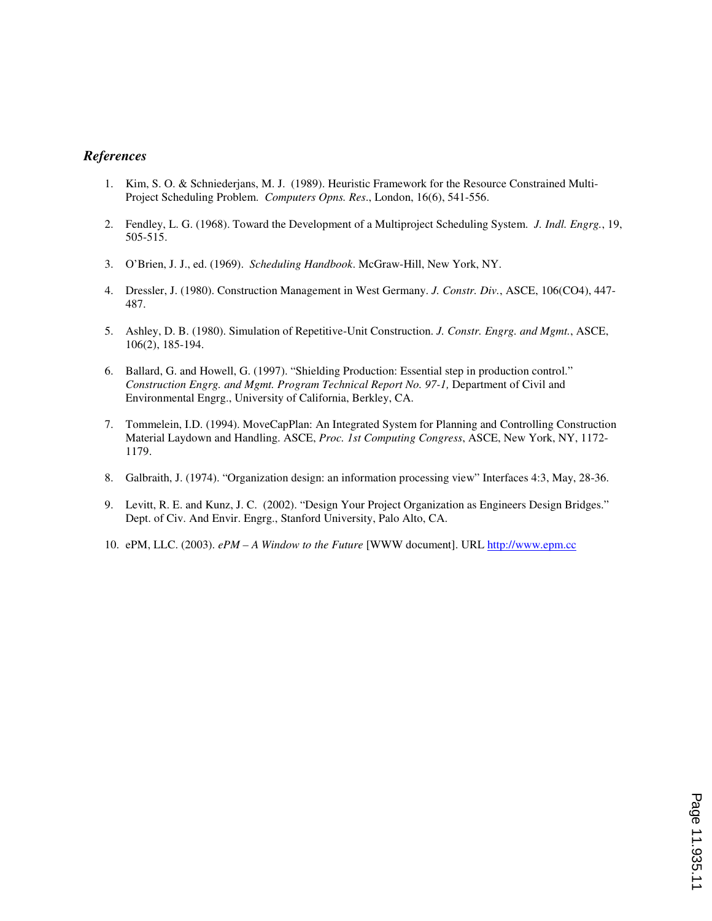### *References*

1. Kim, S. O. & Schniederjans, M. J. (1989). Heuristic Framework for the Resource Constrained Multi-Project Scheduling Problem. *Computers Opns. Res*., London, 16(6), 541-556.

2. Fendley, L. G. (1968). Toward the Development of a Multiproject Scheduling System. *J. Indl. Engrg.*, 19, 505-515.

3. O'Brien, J. J., ed. (1969). *Scheduling Handbook*. McGraw-Hill, New York, NY.

4. Dressler, J. (1980). Construction Management in West Germany. *J. Constr. Div.*, ASCE, 106(CO4), 447-487.

5. Ashley, D. B. (1980). Simulation of Repetitive-Unit Construction. *J. Constr. Engrg. and Mgmt.*, ASCE, 106(2), 185-194.

6. Ballard, G. and Howell, G. (1997). "Shielding Production: Essential step in production control." *Construction Engrg. and Mgmt. Program Technical Report No. 97-1,* Department of Civil and Environmental Engrg., University of California, Berkley, CA.

7. Tommelein, I.D. (1994). MoveCapPlan: An Integrated System for Planning and Controlling Construction Material Laydown and Handling. ASCE, *Proc. 1st Computing Congress*, ASCE, New York, NY, 1172-1179.

8. Galbraith, J. (1974). "Organization design: an information processing view" Interfaces 4:3, May, 28-36.

9. Levitt, R. E. and Kunz, J. C. (2002). "Design Your Project Organization as Engineers Design Bridges." Dept. of Civ. And Envir. Engrg., Stanford University, Palo Alto, CA.

10. ePM, LLC. (2003). *ePM – A Window to the Future* [WWW document]. URL http://www.epm.cc